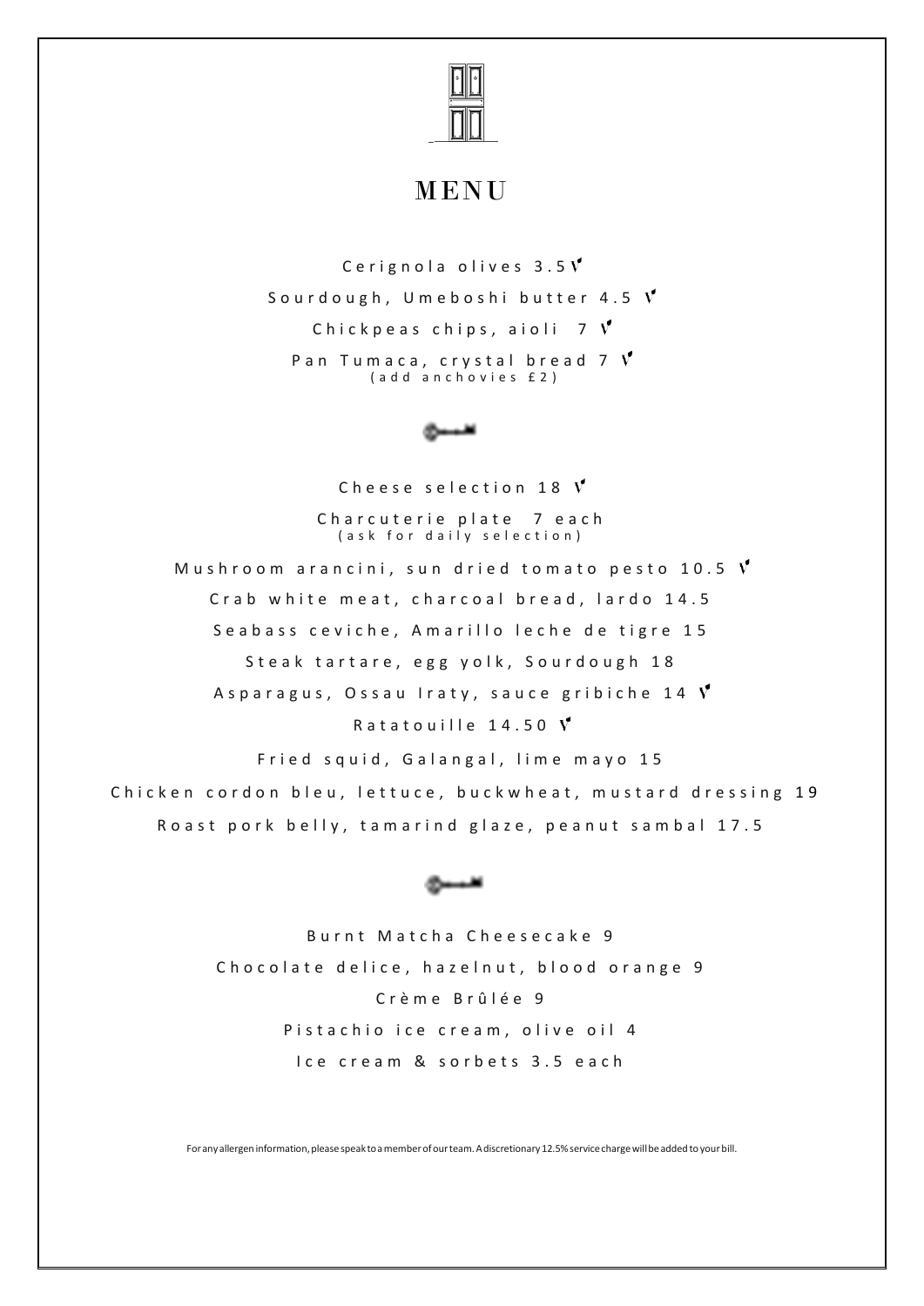# MENU

Cerignola olives 3.5 V

Sourdough, Umeboshi butter 4.5 V

Chickpeas chips, aioli 7 V

Pan Tumaca, crystal bread 7 V
(add anchovies £2)

---

Cheese selection 18 V

Charcuterie plate 7 each
(ask for daily selection)

Mushroom arancini, sun dried tomato pesto 10.5 V

Crab white meat, charcoal bread, lardo 14.5

Seabass ceviche, Amarillo leche de tigre 15

Steak tartare, egg yolk, Sourdough 18

Asparagus, Ossau Iraty, sauce gribiche 14 V

Ratatouille 14.50 V

Fried squid, Galangal, lime mayo 15

Chicken cordon bleu, lettuce, buckwheat, mustard dressing 19

Roast pork belly, tamarind glaze, peanut sambal 17.5

---

Burnt Matcha Cheesecake 9

Chocolate delice, hazelnut, blood orange 9

Crème Brûlée 9

Pistachio ice cream, olive oil 4

Ice cream & sorbets 3.5 each

For any allergen information, please speak to a member of our team. A discretionary 12.5% service charge will be added to your bill.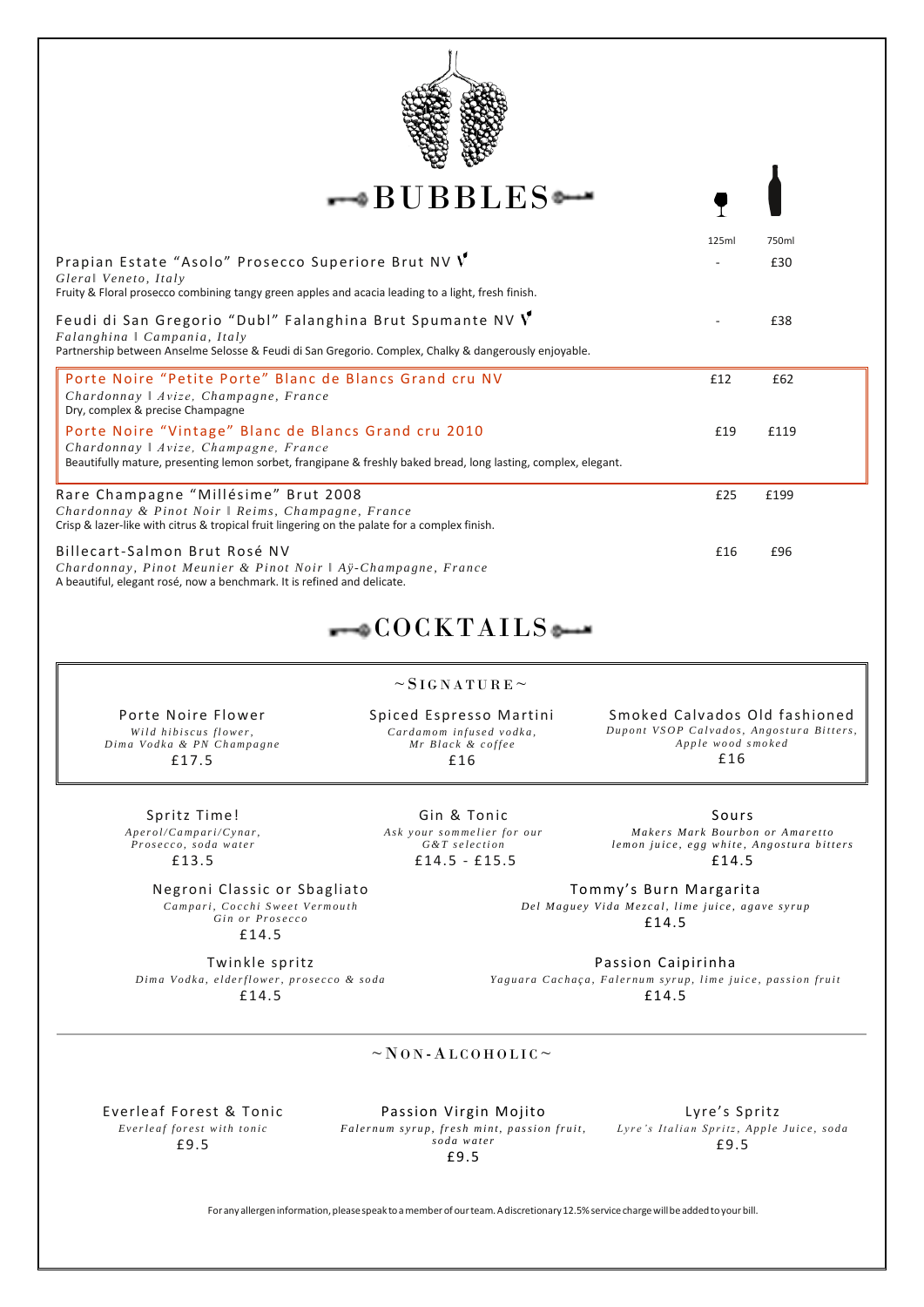# BUBBLES

| | 125ml | 750ml |
|---|---|---|
| **Prapian Estate "Asolo" Prosecco Superiore Brut NV V**<br>*Glera‖ Veneto, Italy*<br>Fruity & Floral prosecco combining tangy green apples and acacia leading to a light, fresh finish. | - | £30 |
| **Feudi di San Gregorio "Dubl" Falanghina Brut Spumante NV V**<br>*Falanghina ‖ Campania, Italy*<br>Partnership between Anselme Selosse & Feudi di San Gregorio. Complex, Chalky & dangerously enjoyable. | - | £38 |
| **Porte Noire "Petite Porte" Blanc de Blancs Grand cru NV**<br>*Chardonnay ‖ Avize, Champagne, France*<br>Dry, complex & precise Champagne | £12 | £62 |
| **Porte Noire "Vintage" Blanc de Blancs Grand cru 2010**<br>*Chardonnay ‖ Avize, Champagne, France*<br>Beautifully mature, presenting lemon sorbet, frangipane & freshly baked bread, long lasting, complex, elegant. | £19 | £119 |
| **Rare Champagne "Millésime" Brut 2008**<br>*Chardonnay & Pinot Noir ‖ Reims, Champagne, France*<br>Crisp & lazer-like with citrus & tropical fruit lingering on the palate for a complex finish. | £25 | £199 |
| **Billecart-Salmon Brut Rosé NV**<br>*Chardonnay, Pinot Meunier & Pinot Noir ‖ Aÿ-Champagne, France*<br>A beautiful, elegant rosé, now a benchmark. It is refined and delicate. | £16 | £96 |

# COCKTAILS

## ~Signature~

**Porte Noire Flower**
*Wild hibiscus flower, Dima Vodka & PN Champagne*
£17.5

**Spiced Espresso Martini**
*Cardamom infused vodka, Mr Black & coffee*
£16

**Smoked Calvados Old fashioned**
*Dupont VSOP Calvados, Angostura Bitters, Apple wood smoked*
£16

**Spritz Time!**
*Aperol/Campari/Cynar, Prosecco, soda water*
£13.5

**Gin & Tonic**
*Ask your sommelier for our G&T selection*
£14.5 - £15.5

**Sours**
*Makers Mark Bourbon or Amaretto lemon juice, egg white, Angostura bitters*
£14.5

**Negroni Classic or Sbagliato**
*Campari, Cocchi Sweet Vermouth Gin or Prosecco*
£14.5

**Tommy's Burn Margarita**
*Del Maguey Vida Mezcal, lime juice, agave syrup*
£14.5

**Twinkle spritz**
*Dima Vodka, elderflower, prosecco & soda*
£14.5

**Passion Caipirinha**
*Yaguara Cachaça, Falernum syrup, lime juice, passion fruit*
£14.5

## ~Non-Alcoholic~

**Everleaf Forest & Tonic**
*Everleaf forest with tonic*
£9.5

**Passion Virgin Mojito**
*Falernum syrup, fresh mint, passion fruit, soda water*
£9.5

**Lyre's Spritz**
*Lyre's Italian Spritz, Apple Juice, soda*
£9.5

For any allergen information, please speak to a member of our team. A discretionary 12.5% service charge will be added to your bill.